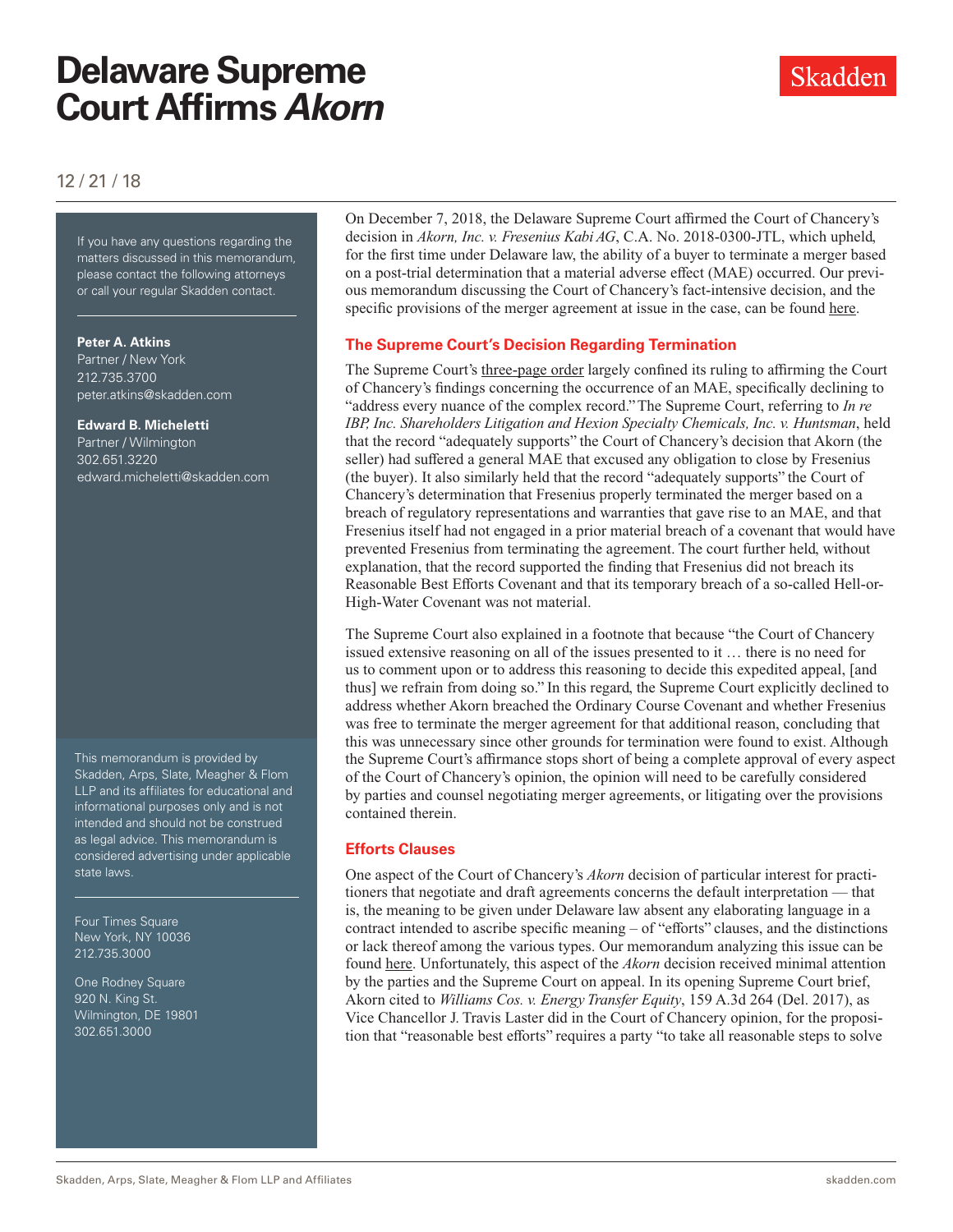# Delaware Supreme Court Affirms *Akorn*

12 / 21 / 18

If you have any questions regarding the matters discussed in this memorandum, please contact the following attorneys or call your regular Skadden contact.

**Peter A. Atkins**
Partner / New York
212.735.3700
peter.atkins@skadden.com

**Edward B. Micheletti**
Partner / Wilmington
302.651.3220
edward.micheletti@skadden.com

This memorandum is provided by Skadden, Arps, Slate, Meagher & Flom LLP and its affiliates for educational and informational purposes only and is not intended and should not be construed as legal advice. This memorandum is considered advertising under applicable state laws.

Four Times Square
New York, NY 10036
212.735.3000

One Rodney Square
920 N. King St.
Wilmington, DE 19801
302.651.3000

On December 7, 2018, the Delaware Supreme Court affirmed the Court of Chancery's decision in *Akorn, Inc. v. Fresenius Kabi AG*, C.A. No. 2018-0300-JTL, which upheld, for the first time under Delaware law, the ability of a buyer to terminate a merger based on a post-trial determination that a material adverse effect (MAE) occurred. Our previous memorandum discussing the Court of Chancery's fact-intensive decision, and the specific provisions of the merger agreement at issue in the case, can be found here.

## The Supreme Court's Decision Regarding Termination

The Supreme Court's three-page order largely confined its ruling to affirming the Court of Chancery's findings concerning the occurrence of an MAE, specifically declining to "address every nuance of the complex record." The Supreme Court, referring to *In re IBP, Inc. Shareholders Litigation and Hexion Specialty Chemicals, Inc. v. Huntsman*, held that the record "adequately supports" the Court of Chancery's decision that Akorn (the seller) had suffered a general MAE that excused any obligation to close by Fresenius (the buyer). It also similarly held that the record "adequately supports" the Court of Chancery's determination that Fresenius properly terminated the merger based on a breach of regulatory representations and warranties that gave rise to an MAE, and that Fresenius itself had not engaged in a prior material breach of a covenant that would have prevented Fresenius from terminating the agreement. The court further held, without explanation, that the record supported the finding that Fresenius did not breach its Reasonable Best Efforts Covenant and that its temporary breach of a so-called Hell-or-High-Water Covenant was not material.

The Supreme Court also explained in a footnote that because "the Court of Chancery issued extensive reasoning on all of the issues presented to it … there is no need for us to comment upon or to address this reasoning to decide this expedited appeal, [and thus] we refrain from doing so." In this regard, the Supreme Court explicitly declined to address whether Akorn breached the Ordinary Course Covenant and whether Fresenius was free to terminate the merger agreement for that additional reason, concluding that this was unnecessary since other grounds for termination were found to exist. Although the Supreme Court's affirmance stops short of being a complete approval of every aspect of the Court of Chancery's opinion, the opinion will need to be carefully considered by parties and counsel negotiating merger agreements, or litigating over the provisions contained therein.

## Efforts Clauses

One aspect of the Court of Chancery's *Akorn* decision of particular interest for practitioners that negotiate and draft agreements concerns the default interpretation — that is, the meaning to be given under Delaware law absent any elaborating language in a contract intended to ascribe specific meaning – of "efforts" clauses, and the distinctions or lack thereof among the various types. Our memorandum analyzing this issue can be found here. Unfortunately, this aspect of the *Akorn* decision received minimal attention by the parties and the Supreme Court on appeal. In its opening Supreme Court brief, Akorn cited to *Williams Cos. v. Energy Transfer Equity*, 159 A.3d 264 (Del. 2017), as Vice Chancellor J. Travis Laster did in the Court of Chancery opinion, for the proposition that "reasonable best efforts" requires a party "to take all reasonable steps to solve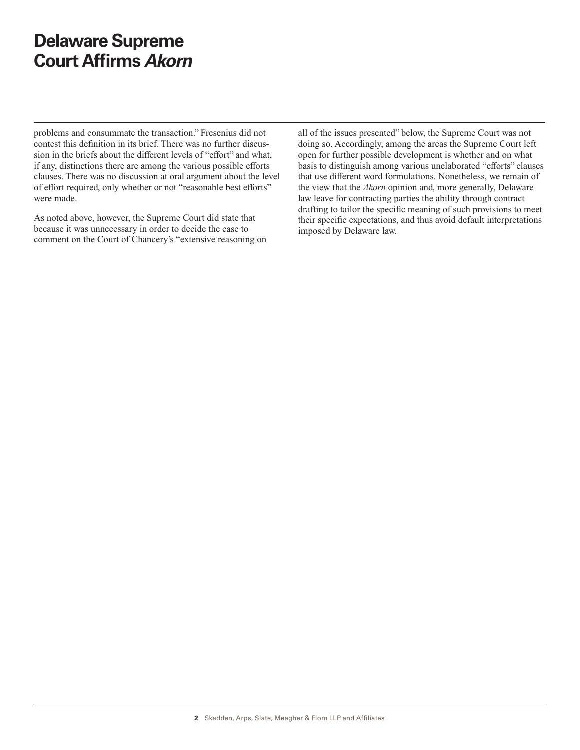problems and consummate the transaction." Fresenius did not contest this definition in its brief. There was no further discussion in the briefs about the different levels of "effort" and what, if any, distinctions there are among the various possible efforts clauses. There was no discussion at oral argument about the level of effort required, only whether or not "reasonable best efforts" were made.

As noted above, however, the Supreme Court did state that because it was unnecessary in order to decide the case to comment on the Court of Chancery's "extensive reasoning on all of the issues presented" below, the Supreme Court was not doing so. Accordingly, among the areas the Supreme Court left open for further possible development is whether and on what basis to distinguish among various unelaborated "efforts" clauses that use different word formulations. Nonetheless, we remain of the view that the *Akorn* opinion and, more generally, Delaware law leave for contracting parties the ability through contract drafting to tailor the specific meaning of such provisions to meet their specific expectations, and thus avoid default interpretations imposed by Delaware law.